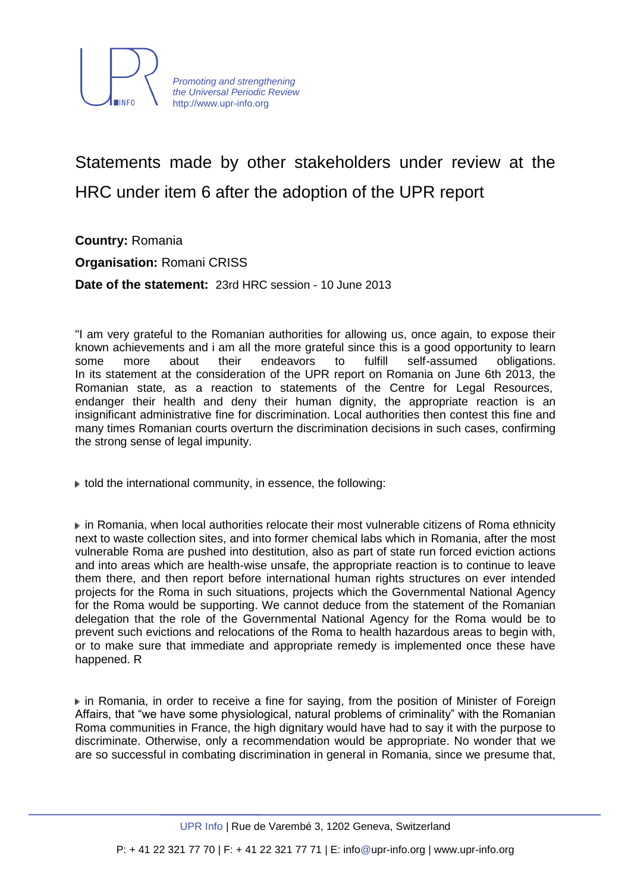*Promoting and strengthening the Universal Periodic Review*
http://www.upr-info.org

# Statements made by other stakeholders under review at the HRC under item 6 after the adoption of the UPR report

**Country:** Romania

**Organisation:** Romani CRISS

**Date of the statement:** 23rd HRC session - 10 June 2013

"I am very grateful to the Romanian authorities for allowing us, once again, to expose their known achievements and i am all the more grateful since this is a good opportunity to learn some more about their endeavors to fulfill self-assumed obligations. In its statement at the consideration of the UPR report on Romania on June 6th 2013, the Romanian state, as a reaction to statements of the Centre for Legal Resources, endanger their health and deny their human dignity, the appropriate reaction is an insignificant administrative fine for discrimination. Local authorities then contest this fine and many times Romanian courts overturn the discrimination decisions in such cases, confirming the strong sense of legal impunity.

- told the international community, in essence, the following:

- in Romania, when local authorities relocate their most vulnerable citizens of Roma ethnicity next to waste collection sites, and into former chemical labs which in Romania, after the most vulnerable Roma are pushed into destitution, also as part of state run forced eviction actions and into areas which are health-wise unsafe, the appropriate reaction is to continue to leave them there, and then report before international human rights structures on ever intended projects for the Roma in such situations, projects which the Governmental National Agency for the Roma would be supporting. We cannot deduce from the statement of the Romanian delegation that the role of the Governmental National Agency for the Roma would be to prevent such evictions and relocations of the Roma to health hazardous areas to begin with, or to make sure that immediate and appropriate remedy is implemented once these have happened. R

- in Romania, in order to receive a fine for saying, from the position of Minister of Foreign Affairs, that "we have some physiological, natural problems of criminality" with the Romanian Roma communities in France, the high dignitary would have had to say it with the purpose to discriminate. Otherwise, only a recommendation would be appropriate. No wonder that we are so successful in combating discrimination in general in Romania, since we presume that,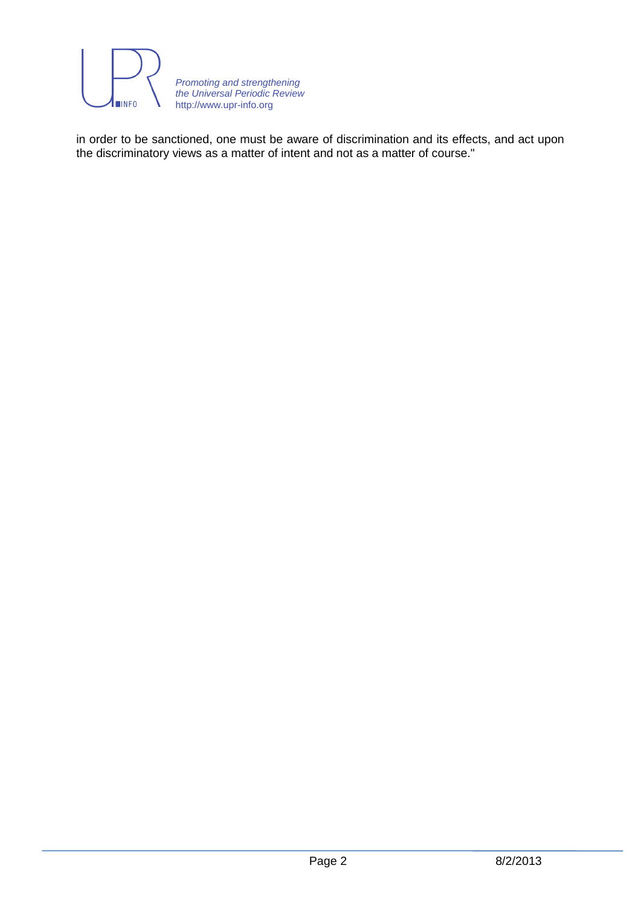in order to be sanctioned, one must be aware of discrimination and its effects, and act upon the discriminatory views as a matter of intent and not as a matter of course."